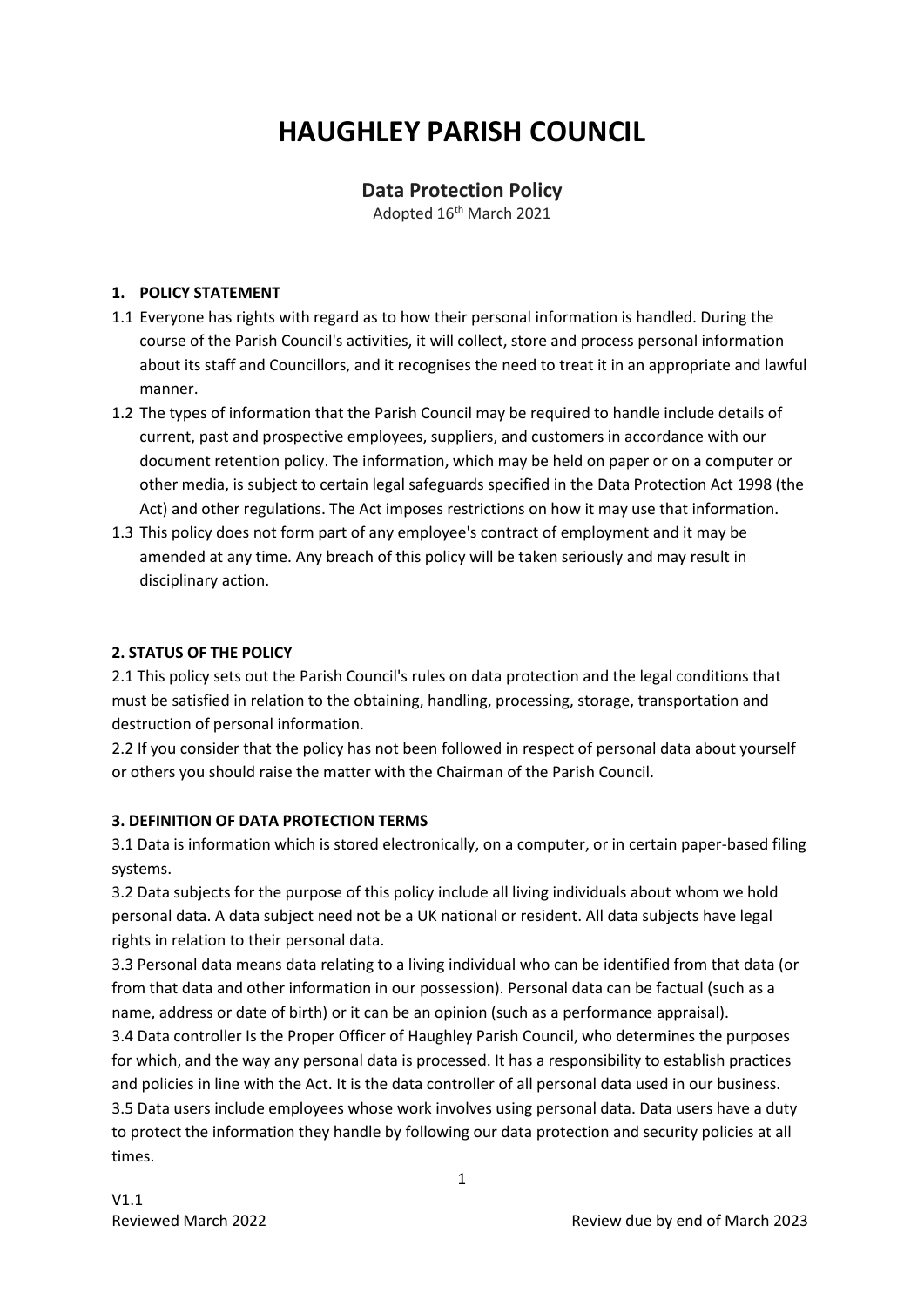# HAUGHLEY PARISH COUNCIL

## Data Protection Policy

Adopted 16th March 2021

### 1. POLICY STATEMENT

1.1 Everyone has rights with regard as to how their personal information is handled. During the course of the Parish Council's activities, it will collect, store and process personal information about its staff and Councillors, and it recognises the need to treat it in an appropriate and lawful manner.

1.2 The types of information that the Parish Council may be required to handle include details of current, past and prospective employees, suppliers, and customers in accordance with our document retention policy. The information, which may be held on paper or on a computer or other media, is subject to certain legal safeguards specified in the Data Protection Act 1998 (the Act) and other regulations. The Act imposes restrictions on how it may use that information.

1.3 This policy does not form part of any employee's contract of employment and it may be amended at any time. Any breach of this policy will be taken seriously and may result in disciplinary action.

### 2. STATUS OF THE POLICY

2.1 This policy sets out the Parish Council's rules on data protection and the legal conditions that must be satisfied in relation to the obtaining, handling, processing, storage, transportation and destruction of personal information.

2.2 If you consider that the policy has not been followed in respect of personal data about yourself or others you should raise the matter with the Chairman of the Parish Council.

### 3. DEFINITION OF DATA PROTECTION TERMS

3.1 Data is information which is stored electronically, on a computer, or in certain paper-based filing systems.

3.2 Data subjects for the purpose of this policy include all living individuals about whom we hold personal data. A data subject need not be a UK national or resident. All data subjects have legal rights in relation to their personal data.

3.3 Personal data means data relating to a living individual who can be identified from that data (or from that data and other information in our possession). Personal data can be factual (such as a name, address or date of birth) or it can be an opinion (such as a performance appraisal).

3.4 Data controller Is the Proper Officer of Haughley Parish Council, who determines the purposes for which, and the way any personal data is processed. It has a responsibility to establish practices and policies in line with the Act. It is the data controller of all personal data used in our business.

3.5 Data users include employees whose work involves using personal data. Data users have a duty to protect the information they handle by following our data protection and security policies at all times.

V1.1

Reviewed March 2022 Review due by end of March 2023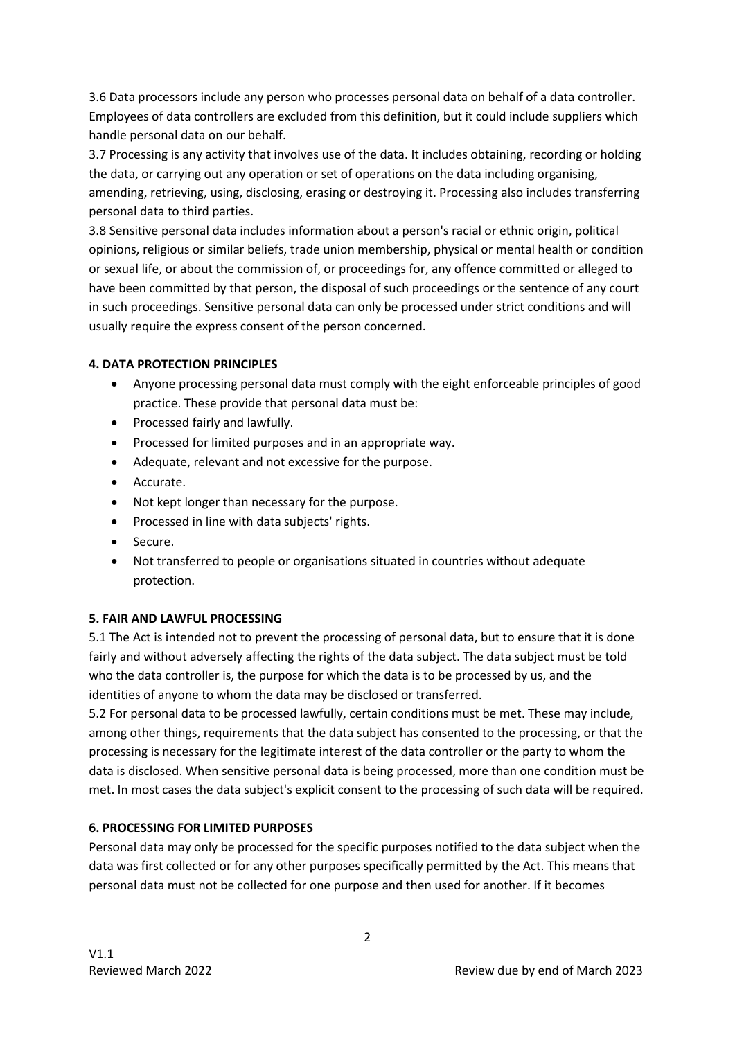3.6 Data processors include any person who processes personal data on behalf of a data controller. Employees of data controllers are excluded from this definition, but it could include suppliers which handle personal data on our behalf.

3.7 Processing is any activity that involves use of the data. It includes obtaining, recording or holding the data, or carrying out any operation or set of operations on the data including organising, amending, retrieving, using, disclosing, erasing or destroying it. Processing also includes transferring personal data to third parties.

3.8 Sensitive personal data includes information about a person's racial or ethnic origin, political opinions, religious or similar beliefs, trade union membership, physical or mental health or condition or sexual life, or about the commission of, or proceedings for, any offence committed or alleged to have been committed by that person, the disposal of such proceedings or the sentence of any court in such proceedings. Sensitive personal data can only be processed under strict conditions and will usually require the express consent of the person concerned.

**4. DATA PROTECTION PRINCIPLES**

- Anyone processing personal data must comply with the eight enforceable principles of good practice. These provide that personal data must be:
- Processed fairly and lawfully.
- Processed for limited purposes and in an appropriate way.
- Adequate, relevant and not excessive for the purpose.
- Accurate.
- Not kept longer than necessary for the purpose.
- Processed in line with data subjects' rights.
- Secure.
- Not transferred to people or organisations situated in countries without adequate protection.

**5. FAIR AND LAWFUL PROCESSING**

5.1 The Act is intended not to prevent the processing of personal data, but to ensure that it is done fairly and without adversely affecting the rights of the data subject. The data subject must be told who the data controller is, the purpose for which the data is to be processed by us, and the identities of anyone to whom the data may be disclosed or transferred.

5.2 For personal data to be processed lawfully, certain conditions must be met. These may include, among other things, requirements that the data subject has consented to the processing, or that the processing is necessary for the legitimate interest of the data controller or the party to whom the data is disclosed. When sensitive personal data is being processed, more than one condition must be met. In most cases the data subject's explicit consent to the processing of such data will be required.

**6. PROCESSING FOR LIMITED PURPOSES**

Personal data may only be processed for the specific purposes notified to the data subject when the data was first collected or for any other purposes specifically permitted by the Act. This means that personal data must not be collected for one purpose and then used for another. If it becomes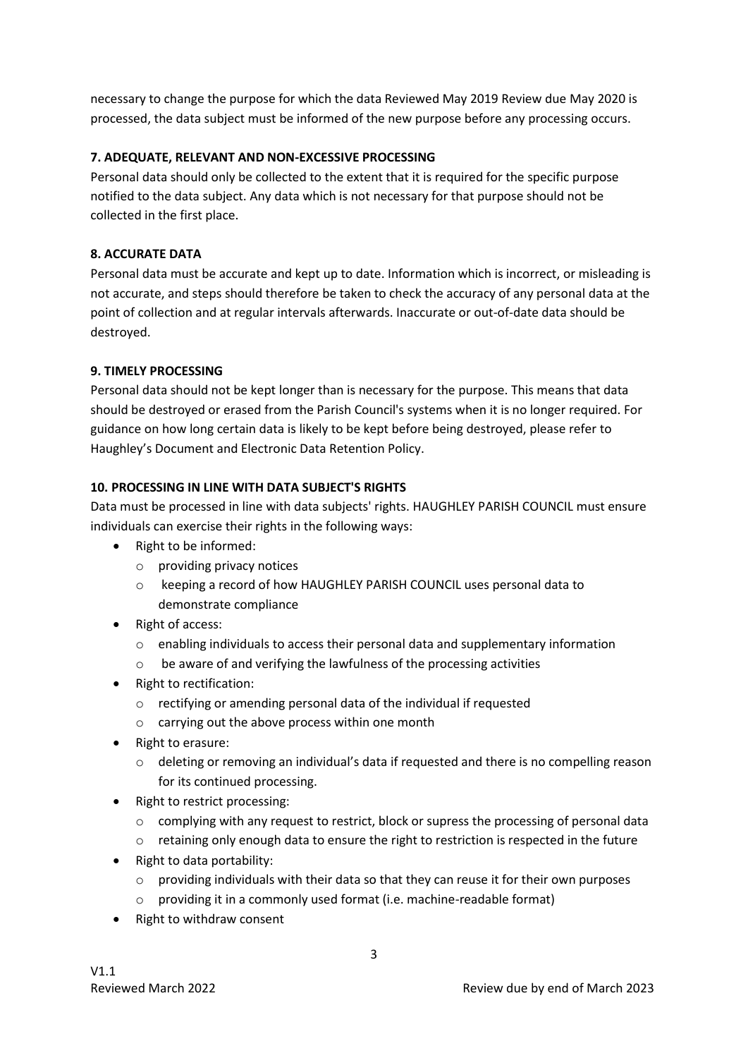necessary to change the purpose for which the data Reviewed May 2019 Review due May 2020 is processed, the data subject must be informed of the new purpose before any processing occurs.

**7. ADEQUATE, RELEVANT AND NON-EXCESSIVE PROCESSING**

Personal data should only be collected to the extent that it is required for the specific purpose notified to the data subject. Any data which is not necessary for that purpose should not be collected in the first place.

**8. ACCURATE DATA**

Personal data must be accurate and kept up to date. Information which is incorrect, or misleading is not accurate, and steps should therefore be taken to check the accuracy of any personal data at the point of collection and at regular intervals afterwards. Inaccurate or out-of-date data should be destroyed.

**9. TIMELY PROCESSING**

Personal data should not be kept longer than is necessary for the purpose. This means that data should be destroyed or erased from the Parish Council's systems when it is no longer required. For guidance on how long certain data is likely to be kept before being destroyed, please refer to Haughley's Document and Electronic Data Retention Policy.

**10. PROCESSING IN LINE WITH DATA SUBJECT'S RIGHTS**

Data must be processed in line with data subjects' rights. HAUGHLEY PARISH COUNCIL must ensure individuals can exercise their rights in the following ways:

- Right to be informed:
  - providing privacy notices
  - keeping a record of how HAUGHLEY PARISH COUNCIL uses personal data to demonstrate compliance
- Right of access:
  - enabling individuals to access their personal data and supplementary information
  - be aware of and verifying the lawfulness of the processing activities
- Right to rectification:
  - rectifying or amending personal data of the individual if requested
  - carrying out the above process within one month
- Right to erasure:
  - deleting or removing an individual's data if requested and there is no compelling reason for its continued processing.
- Right to restrict processing:
  - complying with any request to restrict, block or supress the processing of personal data
  - retaining only enough data to ensure the right to restriction is respected in the future
- Right to data portability:
  - providing individuals with their data so that they can reuse it for their own purposes
  - providing it in a commonly used format (i.e. machine-readable format)
- Right to withdraw consent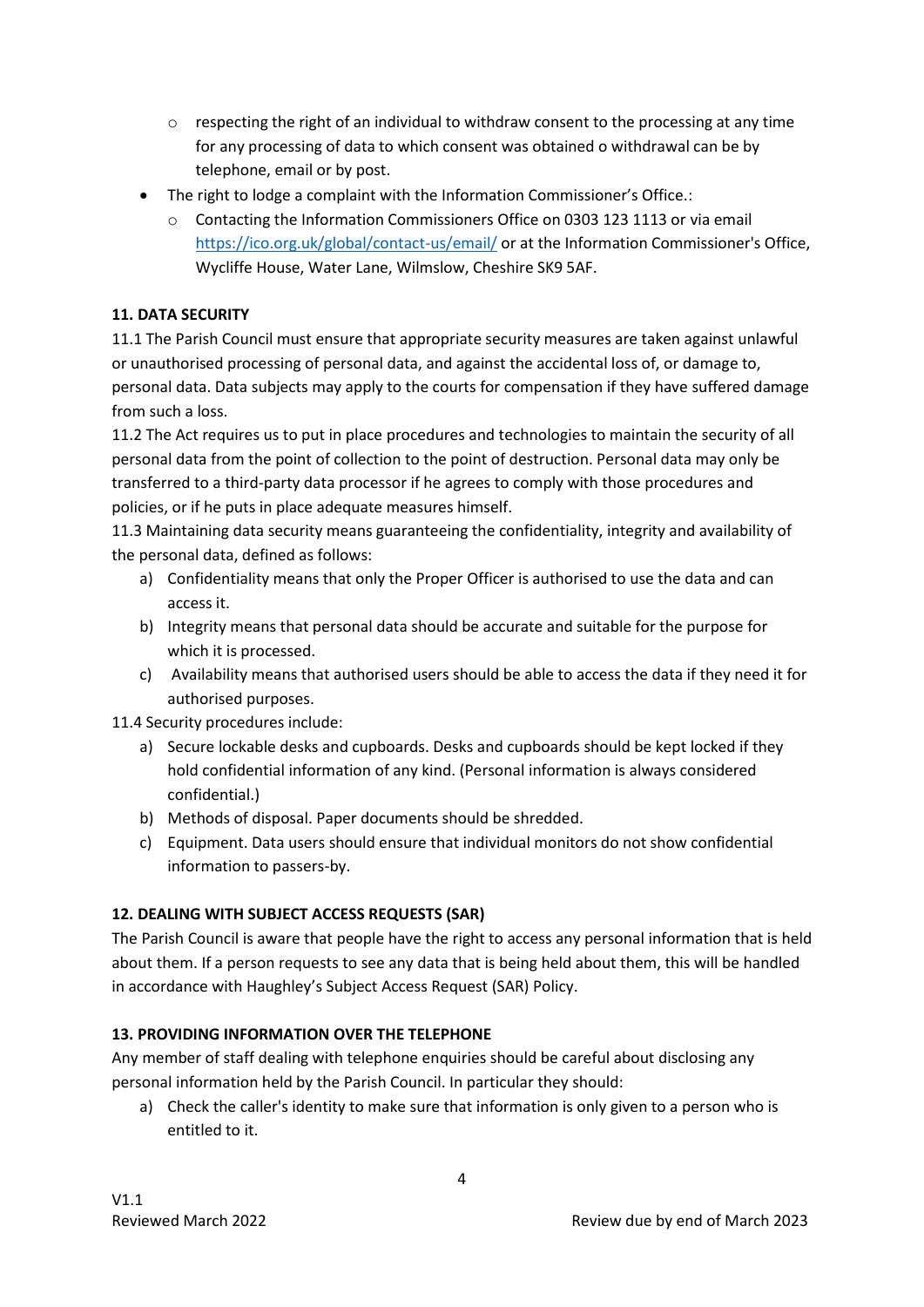- respecting the right of an individual to withdraw consent to the processing at any time for any processing of data to which consent was obtained o withdrawal can be by telephone, email or by post.
- The right to lodge a complaint with the Information Commissioner's Office.:
  - Contacting the Information Commissioners Office on 0303 123 1111 or via email https://ico.org.uk/global/contact-us/email/ or at the Information Commissioner's Office, Wycliffe House, Water Lane, Wilmslow, Cheshire SK9 5AF.

**11. DATA SECURITY**

11.1 The Parish Council must ensure that appropriate security measures are taken against unlawful or unauthorised processing of personal data, and against the accidental loss of, or damage to, personal data. Data subjects may apply to the courts for compensation if they have suffered damage from such a loss.

11.2 The Act requires us to put in place procedures and technologies to maintain the security of all personal data from the point of collection to the point of destruction. Personal data may only be transferred to a third-party data processor if he agrees to comply with those procedures and policies, or if he puts in place adequate measures himself.

11.3 Maintaining data security means guaranteeing the confidentiality, integrity and availability of the personal data, defined as follows:

a) Confidentiality means that only the Proper Officer is authorised to use the data and can access it.
b) Integrity means that personal data should be accurate and suitable for the purpose for which it is processed.
c) Availability means that authorised users should be able to access the data if they need it for authorised purposes.

11.4 Security procedures include:

a) Secure lockable desks and cupboards. Desks and cupboards should be kept locked if they hold confidential information of any kind. (Personal information is always considered confidential.)
b) Methods of disposal. Paper documents should be shredded.
c) Equipment. Data users should ensure that individual monitors do not show confidential information to passers-by.

**12. DEALING WITH SUBJECT ACCESS REQUESTS (SAR)**

The Parish Council is aware that people have the right to access any personal information that is held about them. If a person requests to see any data that is being held about them, this will be handled in accordance with Haughley's Subject Access Request (SAR) Policy.

**13. PROVIDING INFORMATION OVER THE TELEPHONE**

Any member of staff dealing with telephone enquiries should be careful about disclosing any personal information held by the Parish Council. In particular they should:

a) Check the caller's identity to make sure that information is only given to a person who is entitled to it.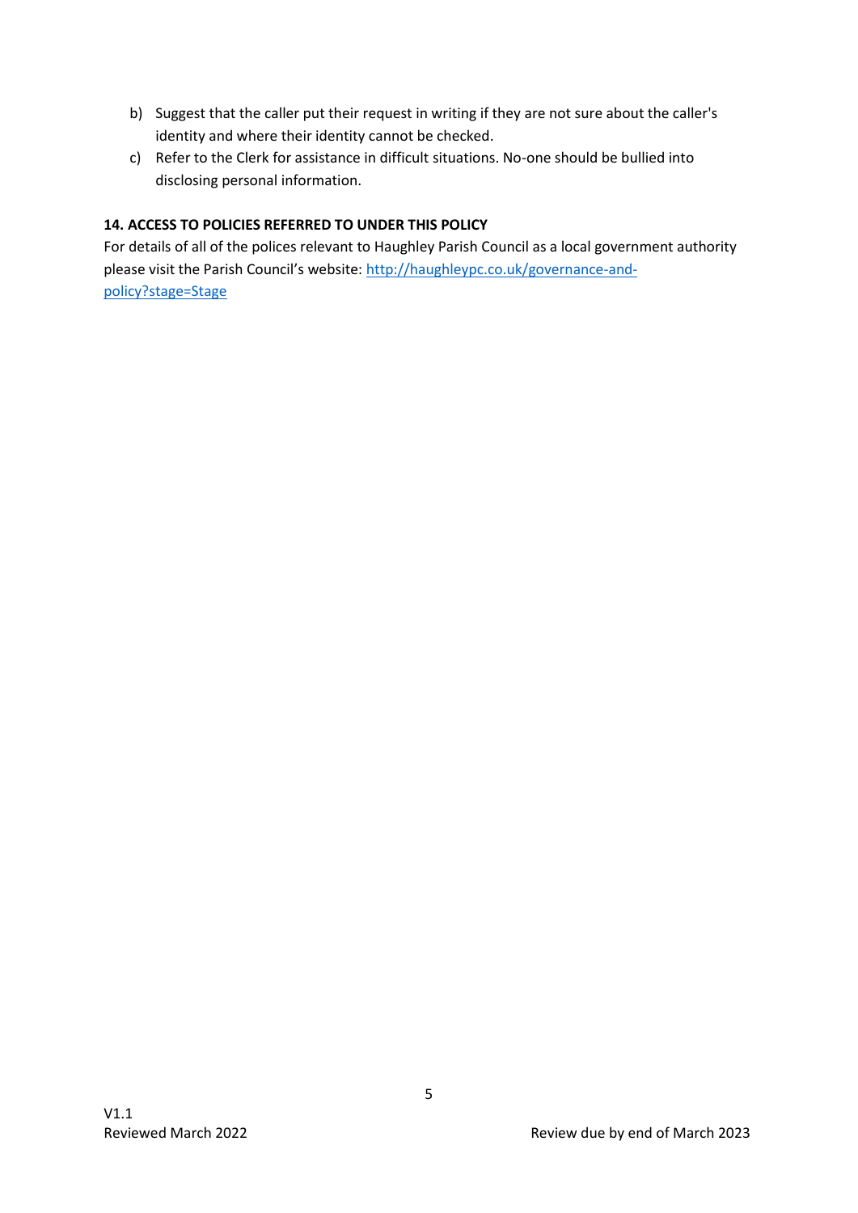b) Suggest that the caller put their request in writing if they are not sure about the caller's identity and where their identity cannot be checked.
c) Refer to the Clerk for assistance in difficult situations. No-one should be bullied into disclosing personal information.

**14. ACCESS TO POLICIES REFERRED TO UNDER THIS POLICY**

For details of all of the polices relevant to Haughley Parish Council as a local government authority please visit the Parish Council's website: [http://haughleypc.co.uk/governance-and-policy?stage=Stage](http://haughleypc.co.uk/governance-and-policy?stage=Stage)

V1.1
Reviewed March 2022

Review due by end of March 2023